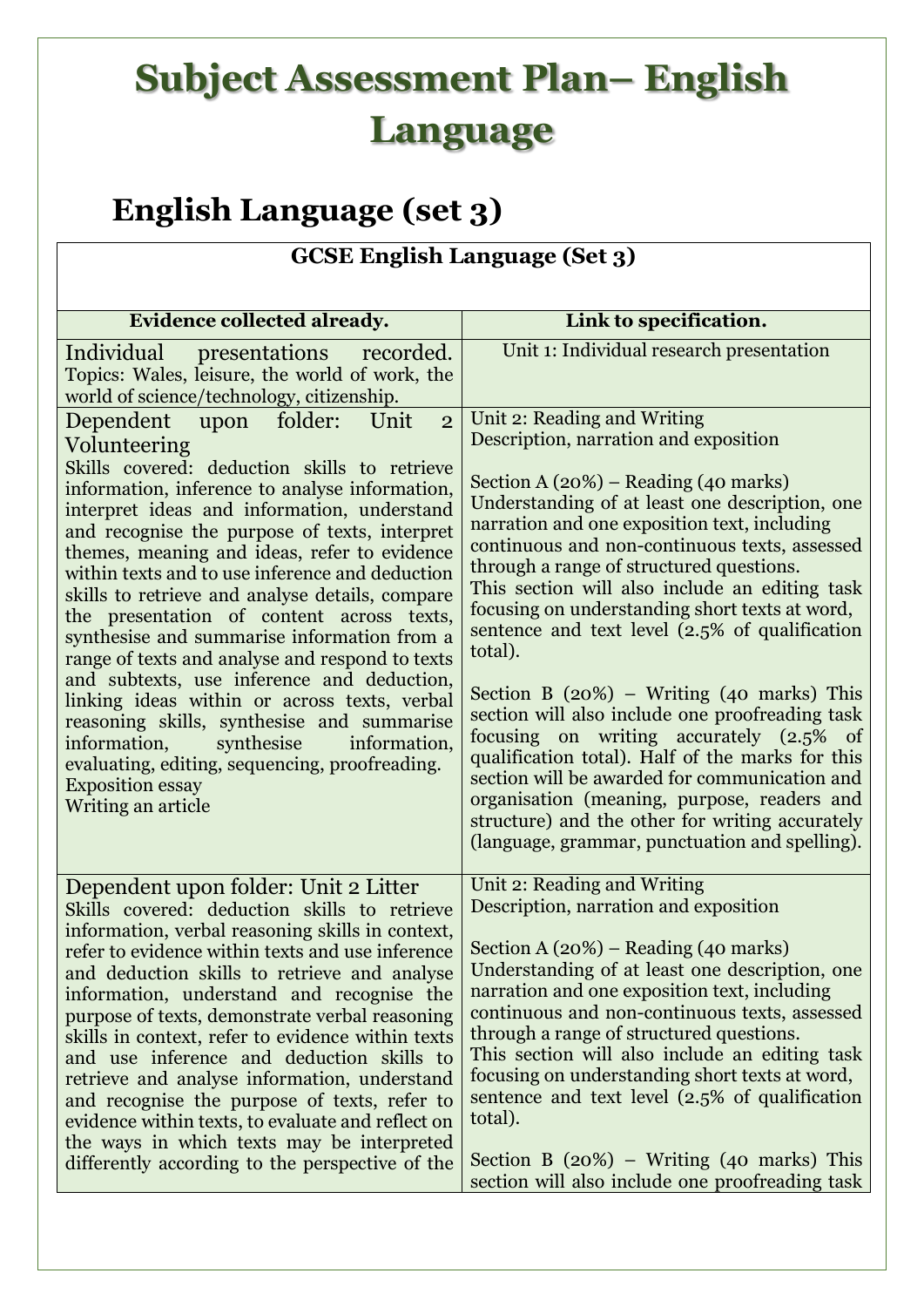# Subject Assessment Plan– English Language

## English Language (set 3)

| GCSE English Language (Set 3) | |
|---|---|
| **Evidence collected already.** | **Link to specification.** |
| Individual presentations recorded. Topics: Wales, leisure, the world of work, the world of science/technology, citizenship. | Unit 1: Individual research presentation |
| Dependent upon folder: Unit 2 Volunteering<br>Skills covered: deduction skills to retrieve information, inference to analyse information, interpret ideas and information, understand and recognise the purpose of texts, interpret themes, meaning and ideas, refer to evidence within texts and to use inference and deduction skills to retrieve and analyse details, compare the presentation of content across texts, synthesise and summarise information from a range of texts and analyse and respond to texts and subtexts, use inference and deduction, linking ideas within or across texts, verbal reasoning skills, synthesise and summarise information, synthesise information, evaluating, editing, sequencing, proofreading.<br>Exposition essay<br>Writing an article | Unit 2: Reading and Writing<br>Description, narration and exposition<br><br>Section A (20%) – Reading (40 marks)<br>Understanding of at least one description, one narration and one exposition text, including continuous and non-continuous texts, assessed through a range of structured questions.<br>This section will also include an editing task focusing on understanding short texts at word, sentence and text level (2.5% of qualification total).<br><br>Section B (20%) – Writing (40 marks) This section will also include one proofreading task focusing on writing accurately (2.5% of qualification total). Half of the marks for this section will be awarded for communication and organisation (meaning, purpose, readers and structure) and the other for writing accurately (language, grammar, punctuation and spelling). |
| Dependent upon folder: Unit 2 Litter<br>Skills covered: deduction skills to retrieve information, verbal reasoning skills in context, refer to evidence within texts and use inference and deduction skills to retrieve and analyse information, understand and recognise the purpose of texts, demonstrate verbal reasoning skills in context, refer to evidence within texts and use inference and deduction skills to retrieve and analyse information, understand and recognise the purpose of texts, refer to evidence within texts, to evaluate and reflect on the ways in which texts may be interpreted differently according to the perspective of the | Unit 2: Reading and Writing<br>Description, narration and exposition<br><br>Section A (20%) – Reading (40 marks)<br>Understanding of at least one description, one narration and one exposition text, including continuous and non-continuous texts, assessed through a range of structured questions.<br>This section will also include an editing task focusing on understanding short texts at word, sentence and text level (2.5% of qualification total).<br><br>Section B (20%) – Writing (40 marks) This section will also include one proofreading task |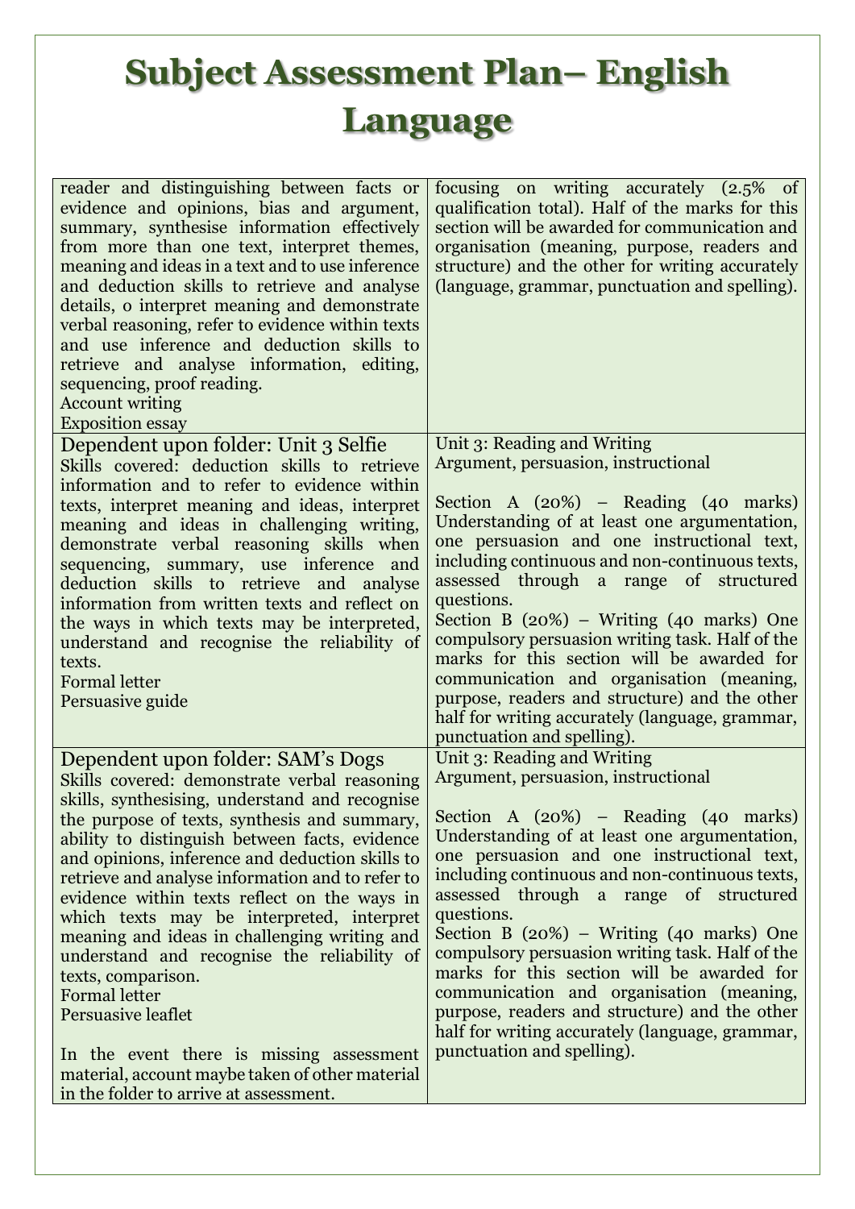# Subject Assessment Plan– English Language

| | |
|---|---|
| reader and distinguishing between facts or evidence and opinions, bias and argument, summary, synthesise information effectively from more than one text, interpret themes, meaning and ideas in a text and to use inference and deduction skills to retrieve and analyse details, o interpret meaning and demonstrate verbal reasoning, refer to evidence within texts and use inference and deduction skills to retrieve and analyse information, editing, sequencing, proof reading.<br>Account writing<br>Exposition essay | focusing on writing accurately (2.5% of qualification total). Half of the marks for this section will be awarded for communication and organisation (meaning, purpose, readers and structure) and the other for writing accurately (language, grammar, punctuation and spelling). |
| Dependent upon folder: Unit 3 Selfie<br>Skills covered: deduction skills to retrieve information and to refer to evidence within texts, interpret meaning and ideas, interpret meaning and ideas in challenging writing, demonstrate verbal reasoning skills when sequencing, summary, use inference and deduction skills to retrieve and analyse information from written texts and reflect on the ways in which texts may be interpreted, understand and recognise the reliability of texts.<br>Formal letter<br>Persuasive guide | Unit 3: Reading and Writing<br>Argument, persuasion, instructional<br><br>Section A (20%) – Reading (40 marks) Understanding of at least one argumentation, one persuasion and one instructional text, including continuous and non-continuous texts, assessed through a range of structured questions.<br>Section B (20%) – Writing (40 marks) One compulsory persuasion writing task. Half of the marks for this section will be awarded for communication and organisation (meaning, purpose, readers and structure) and the other half for writing accurately (language, grammar, punctuation and spelling). |
| Dependent upon folder: SAM's Dogs<br>Skills covered: demonstrate verbal reasoning skills, synthesising, understand and recognise the purpose of texts, synthesis and summary, ability to distinguish between facts, evidence and opinions, inference and deduction skills to retrieve and analyse information and to refer to evidence within texts reflect on the ways in which texts may be interpreted, interpret meaning and ideas in challenging writing and understand and recognise the reliability of texts, comparison.<br>Formal letter<br>Persuasive leaflet<br><br>In the event there is missing assessment material, account maybe taken of other material in the folder to arrive at assessment. | Unit 3: Reading and Writing<br>Argument, persuasion, instructional<br><br>Section A (20%) – Reading (40 marks) Understanding of at least one argumentation, one persuasion and one instructional text, including continuous and non-continuous texts, assessed through a range of structured questions.<br>Section B (20%) – Writing (40 marks) One compulsory persuasion writing task. Half of the marks for this section will be awarded for communication and organisation (meaning, purpose, readers and structure) and the other half for writing accurately (language, grammar, punctuation and spelling). |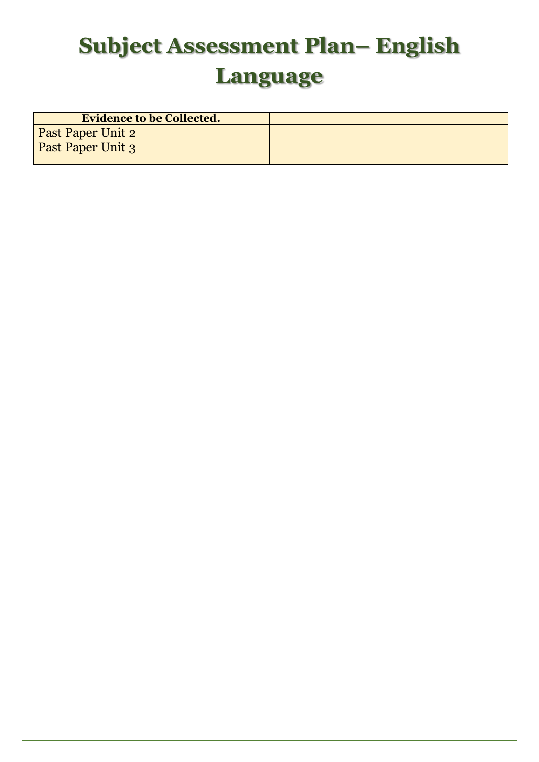# Subject Assessment Plan– English Language

| Evidence to be Collected. | |
|---|---|
| Past Paper Unit 2<br>Past Paper Unit 3 | |